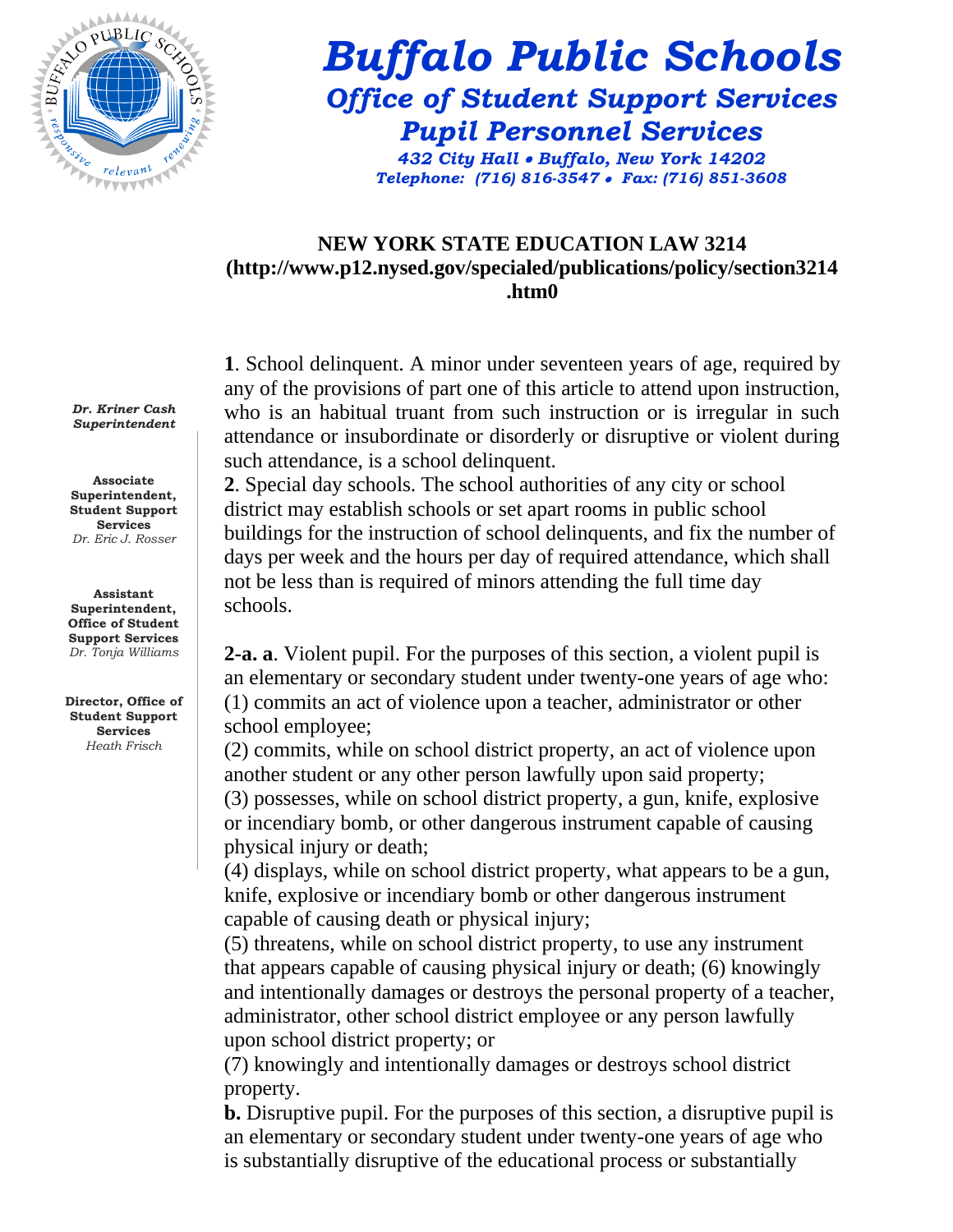# Buffalo Public Schools

## Office of Student Support Services

## Pupil Personnel Services

*432 City Hall • Buffalo, New York 14202*
*Telephone: (716) 816-3547 • Fax: (716) 851-3608*

***Dr. Kriner Cash***
***Superintendent***

**Associate Superintendent, Student Support Services**
*Dr. Eric J. Rosser*

**Assistant Superintendent, Office of Student Support Services**
*Dr. Tonja Williams*

**Director, Office of Student Support Services**
*Heath Frisch*

### NEW YORK STATE EDUCATION LAW 3214 (http://www.p12.nysed.gov/specialed/publications/policy/section3214.htm0)

**1**. School delinquent. A minor under seventeen years of age, required by any of the provisions of part one of this article to attend upon instruction, who is an habitual truant from such instruction or is irregular in such attendance or insubordinate or disorderly or disruptive or violent during such attendance, is a school delinquent.

**2**. Special day schools. The school authorities of any city or school district may establish schools or set apart rooms in public school buildings for the instruction of school delinquents, and fix the number of days per week and the hours per day of required attendance, which shall not be less than is required of minors attending the full time day schools.

**2-a. a**. Violent pupil. For the purposes of this section, a violent pupil is an elementary or secondary student under twenty-one years of age who:
(1) commits an act of violence upon a teacher, administrator or other school employee;
(2) commits, while on school district property, an act of violence upon another student or any other person lawfully upon said property;
(3) possesses, while on school district property, a gun, knife, explosive or incendiary bomb, or other dangerous instrument capable of causing physical injury or death;
(4) displays, while on school district property, what appears to be a gun, knife, explosive or incendiary bomb or other dangerous instrument capable of causing death or physical injury;
(5) threatens, while on school district property, to use any instrument that appears capable of causing physical injury or death; (6) knowingly and intentionally damages or destroys the personal property of a teacher, administrator, other school district employee or any person lawfully upon school district property; or
(7) knowingly and intentionally damages or destroys school district property.

**b.** Disruptive pupil. For the purposes of this section, a disruptive pupil is an elementary or secondary student under twenty-one years of age who is substantially disruptive of the educational process or substantially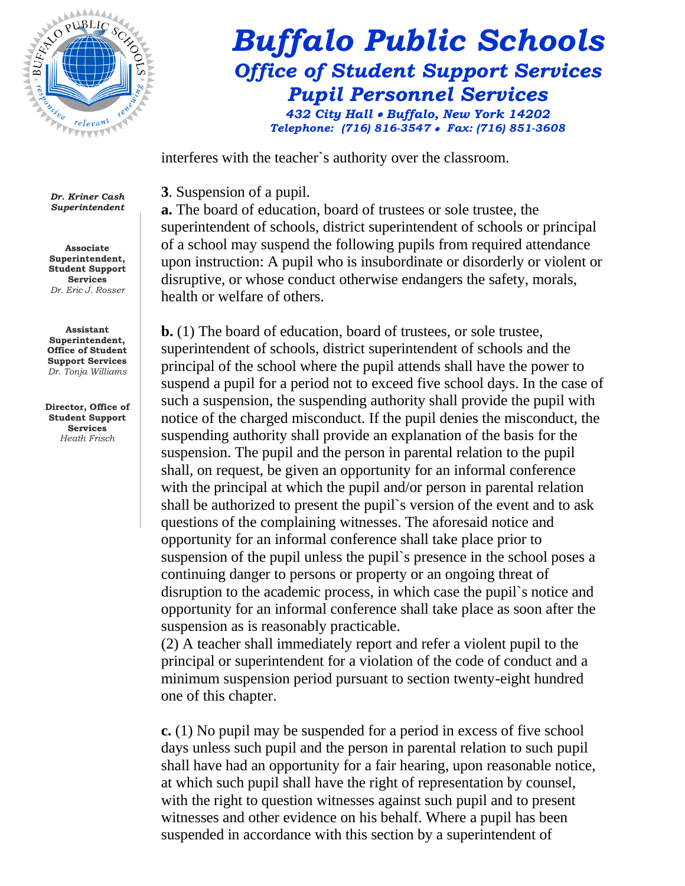interferes with the teacher`s authority over the classroom.

**3**. Suspension of a pupil.

**a.** The board of education, board of trustees or sole trustee, the superintendent of schools, district superintendent of schools or principal of a school may suspend the following pupils from required attendance upon instruction: A pupil who is insubordinate or disorderly or violent or disruptive, or whose conduct otherwise endangers the safety, morals, health or welfare of others.

**b.** (1) The board of education, board of trustees, or sole trustee, superintendent of schools, district superintendent of schools and the principal of the school where the pupil attends shall have the power to suspend a pupil for a period not to exceed five school days. In the case of such a suspension, the suspending authority shall provide the pupil with notice of the charged misconduct. If the pupil denies the misconduct, the suspending authority shall provide an explanation of the basis for the suspension. The pupil and the person in parental relation to the pupil shall, on request, be given an opportunity for an informal conference with the principal at which the pupil and/or person in parental relation shall be authorized to present the pupil`s version of the event and to ask questions of the complaining witnesses. The aforesaid notice and opportunity for an informal conference shall take place prior to suspension of the pupil unless the pupil`s presence in the school poses a continuing danger to persons or property or an ongoing threat of disruption to the academic process, in which case the pupil`s notice and opportunity for an informal conference shall take place as soon after the suspension as is reasonably practicable.

(2) A teacher shall immediately report and refer a violent pupil to the principal or superintendent for a violation of the code of conduct and a minimum suspension period pursuant to section twenty-eight hundred one of this chapter.

**c.** (1) No pupil may be suspended for a period in excess of five school days unless such pupil and the person in parental relation to such pupil shall have had an opportunity for a fair hearing, upon reasonable notice, at which such pupil shall have the right of representation by counsel, with the right to question witnesses against such pupil and to present witnesses and other evidence on his behalf. Where a pupil has been suspended in accordance with this section by a superintendent of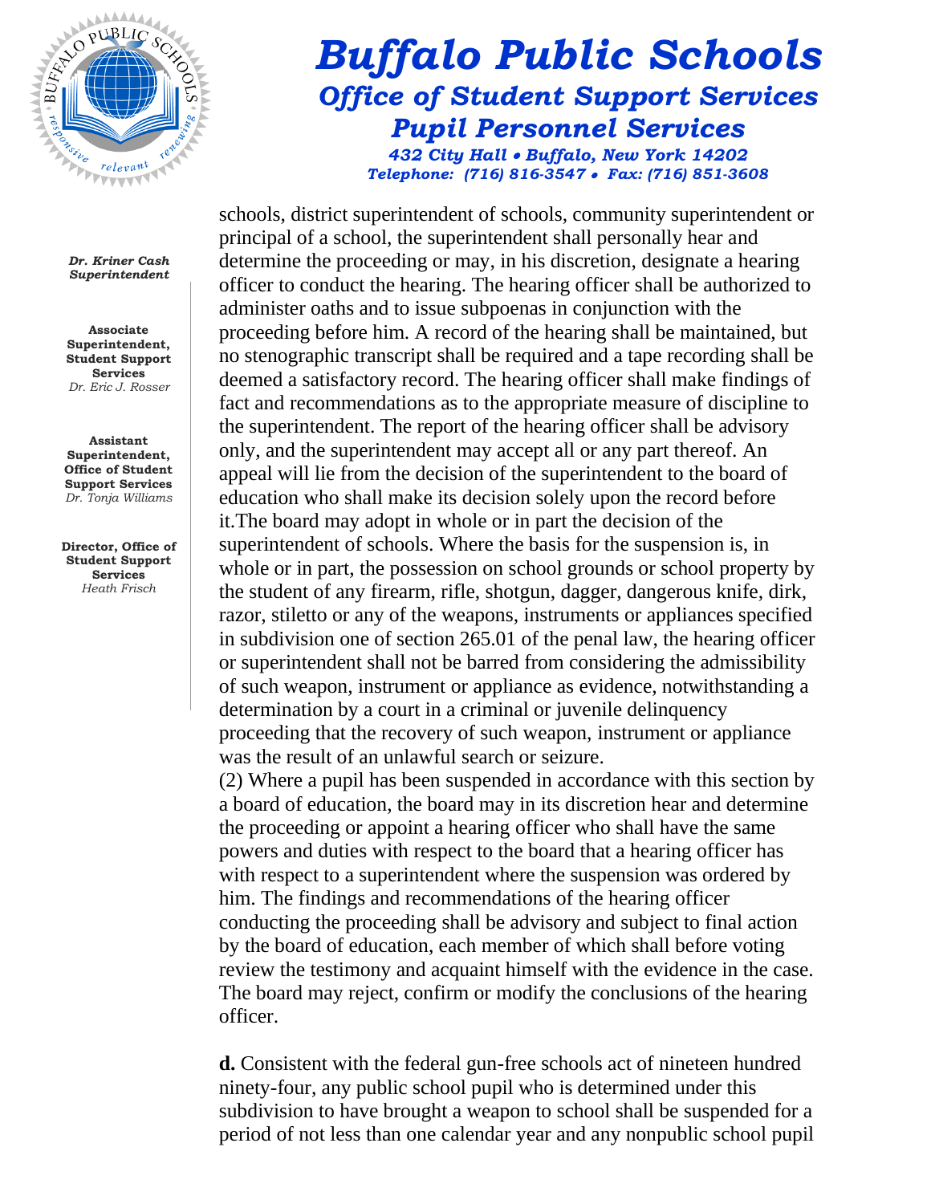schools, district superintendent of schools, community superintendent or principal of a school, the superintendent shall personally hear and determine the proceeding or may, in his discretion, designate a hearing officer to conduct the hearing. The hearing officer shall be authorized to administer oaths and to issue subpoenas in conjunction with the proceeding before him. A record of the hearing shall be maintained, but no stenographic transcript shall be required and a tape recording shall be deemed a satisfactory record. The hearing officer shall make findings of fact and recommendations as to the appropriate measure of discipline to the superintendent. The report of the hearing officer shall be advisory only, and the superintendent may accept all or any part thereof. An appeal will lie from the decision of the superintendent to the board of education who shall make its decision solely upon the record before it.The board may adopt in whole or in part the decision of the superintendent of schools. Where the basis for the suspension is, in whole or in part, the possession on school grounds or school property by the student of any firearm, rifle, shotgun, dagger, dangerous knife, dirk, razor, stiletto or any of the weapons, instruments or appliances specified in subdivision one of section 265.01 of the penal law, the hearing officer or superintendent shall not be barred from considering the admissibility of such weapon, instrument or appliance as evidence, notwithstanding a determination by a court in a criminal or juvenile delinquency proceeding that the recovery of such weapon, instrument or appliance was the result of an unlawful search or seizure.

(2) Where a pupil has been suspended in accordance with this section by a board of education, the board may in its discretion hear and determine the proceeding or appoint a hearing officer who shall have the same powers and duties with respect to the board that a hearing officer has with respect to a superintendent where the suspension was ordered by him. The findings and recommendations of the hearing officer conducting the proceeding shall be advisory and subject to final action by the board of education, each member of which shall before voting review the testimony and acquaint himself with the evidence in the case. The board may reject, confirm or modify the conclusions of the hearing officer.

**d.** Consistent with the federal gun-free schools act of nineteen hundred ninety-four, any public school pupil who is determined under this subdivision to have brought a weapon to school shall be suspended for a period of not less than one calendar year and any nonpublic school pupil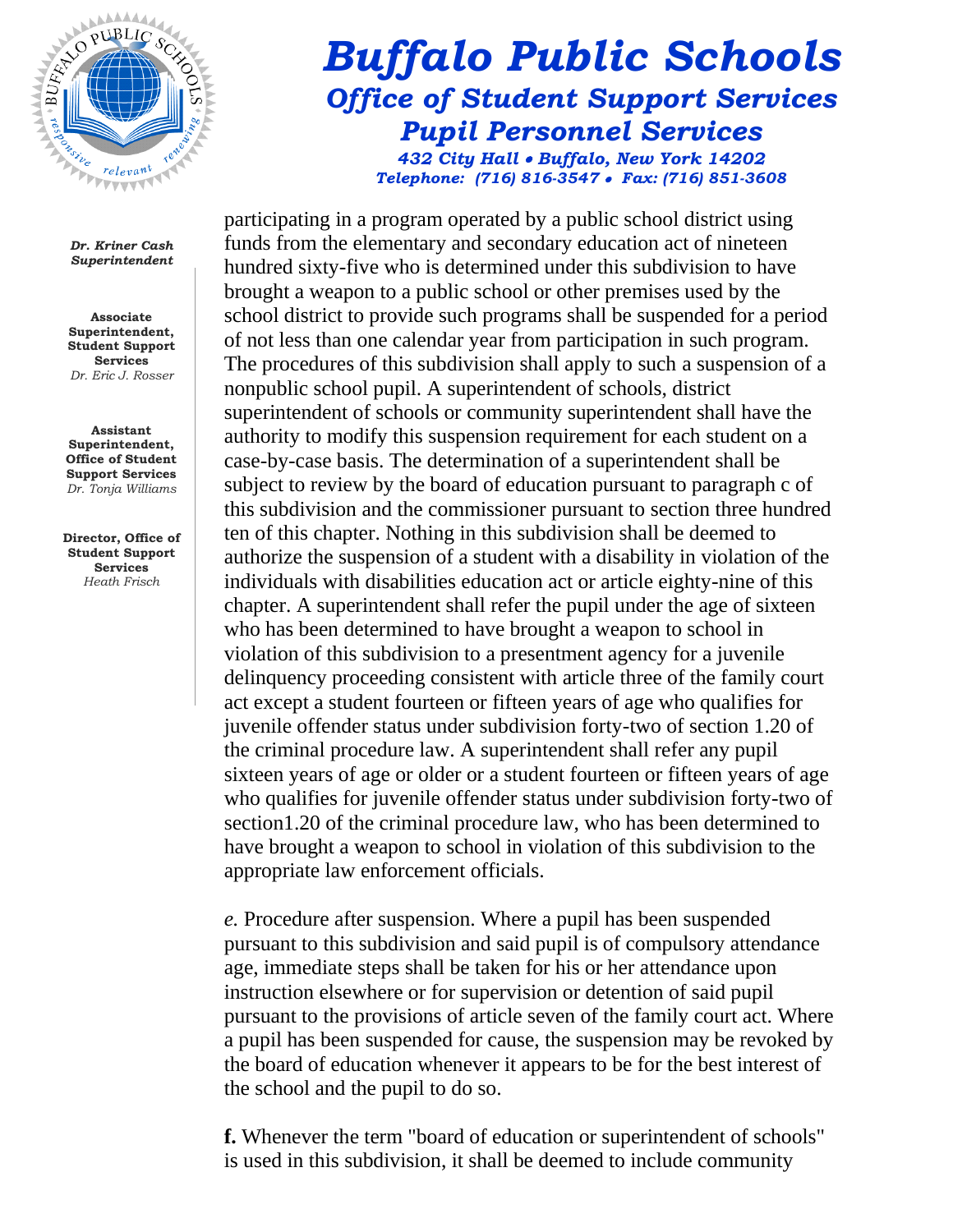participating in a program operated by a public school district using funds from the elementary and secondary education act of nineteen hundred sixty-five who is determined under this subdivision to have brought a weapon to a public school or other premises used by the school district to provide such programs shall be suspended for a period of not less than one calendar year from participation in such program. The procedures of this subdivision shall apply to such a suspension of a nonpublic school pupil. A superintendent of schools, district superintendent of schools or community superintendent shall have the authority to modify this suspension requirement for each student on a case-by-case basis. The determination of a superintendent shall be subject to review by the board of education pursuant to paragraph c of this subdivision and the commissioner pursuant to section three hundred ten of this chapter. Nothing in this subdivision shall be deemed to authorize the suspension of a student with a disability in violation of the individuals with disabilities education act or article eighty-nine of this chapter. A superintendent shall refer the pupil under the age of sixteen who has been determined to have brought a weapon to school in violation of this subdivision to a presentment agency for a juvenile delinquency proceeding consistent with article three of the family court act except a student fourteen or fifteen years of age who qualifies for juvenile offender status under subdivision forty-two of section 1.20 of the criminal procedure law. A superintendent shall refer any pupil sixteen years of age or older or a student fourteen or fifteen years of age who qualifies for juvenile offender status under subdivision forty-two of section1.20 of the criminal procedure law, who has been determined to have brought a weapon to school in violation of this subdivision to the appropriate law enforcement officials.

*e.* Procedure after suspension. Where a pupil has been suspended pursuant to this subdivision and said pupil is of compulsory attendance age, immediate steps shall be taken for his or her attendance upon instruction elsewhere or for supervision or detention of said pupil pursuant to the provisions of article seven of the family court act. Where a pupil has been suspended for cause, the suspension may be revoked by the board of education whenever it appears to be for the best interest of the school and the pupil to do so.

**f.** Whenever the term "board of education or superintendent of schools" is used in this subdivision, it shall be deemed to include community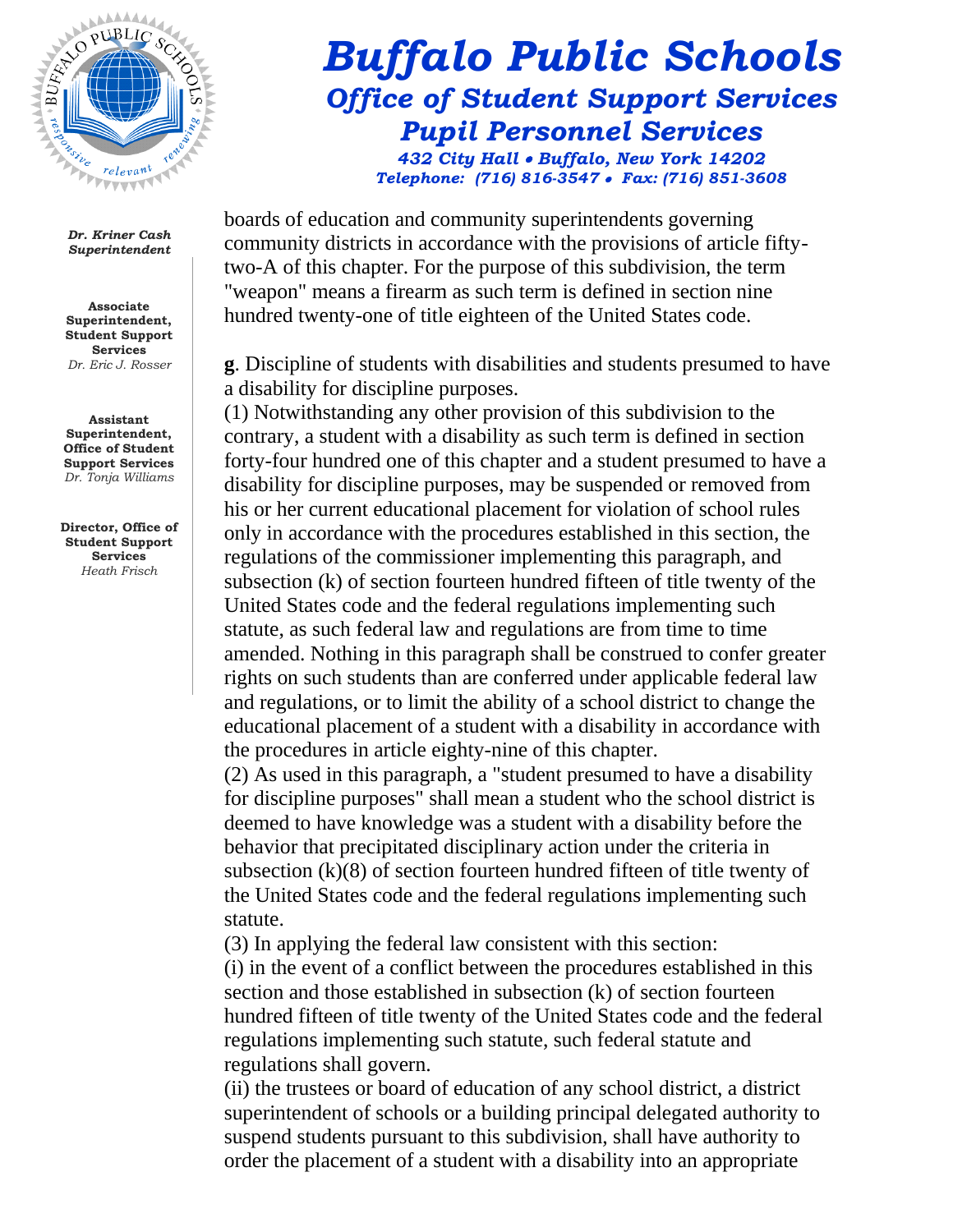boards of education and community superintendents governing community districts in accordance with the provisions of article fifty-two-A of this chapter. For the purpose of this subdivision, the term "weapon" means a firearm as such term is defined in section nine hundred twenty-one of title eighteen of the United States code.

**g**. Discipline of students with disabilities and students presumed to have a disability for discipline purposes.

(1) Notwithstanding any other provision of this subdivision to the contrary, a student with a disability as such term is defined in section forty-four hundred one of this chapter and a student presumed to have a disability for discipline purposes, may be suspended or removed from his or her current educational placement for violation of school rules only in accordance with the procedures established in this section, the regulations of the commissioner implementing this paragraph, and subsection (k) of section fourteen hundred fifteen of title twenty of the United States code and the federal regulations implementing such statute, as such federal law and regulations are from time to time amended. Nothing in this paragraph shall be construed to confer greater rights on such students than are conferred under applicable federal law and regulations, or to limit the ability of a school district to change the educational placement of a student with a disability in accordance with the procedures in article eighty-nine of this chapter.

(2) As used in this paragraph, a "student presumed to have a disability for discipline purposes" shall mean a student who the school district is deemed to have knowledge was a student with a disability before the behavior that precipitated disciplinary action under the criteria in subsection (k)(8) of section fourteen hundred fifteen of title twenty of the United States code and the federal regulations implementing such statute.

(3) In applying the federal law consistent with this section:

(i) in the event of a conflict between the procedures established in this section and those established in subsection (k) of section fourteen hundred fifteen of title twenty of the United States code and the federal regulations implementing such statute, such federal statute and regulations shall govern.

(ii) the trustees or board of education of any school district, a district superintendent of schools or a building principal delegated authority to suspend students pursuant to this subdivision, shall have authority to order the placement of a student with a disability into an appropriate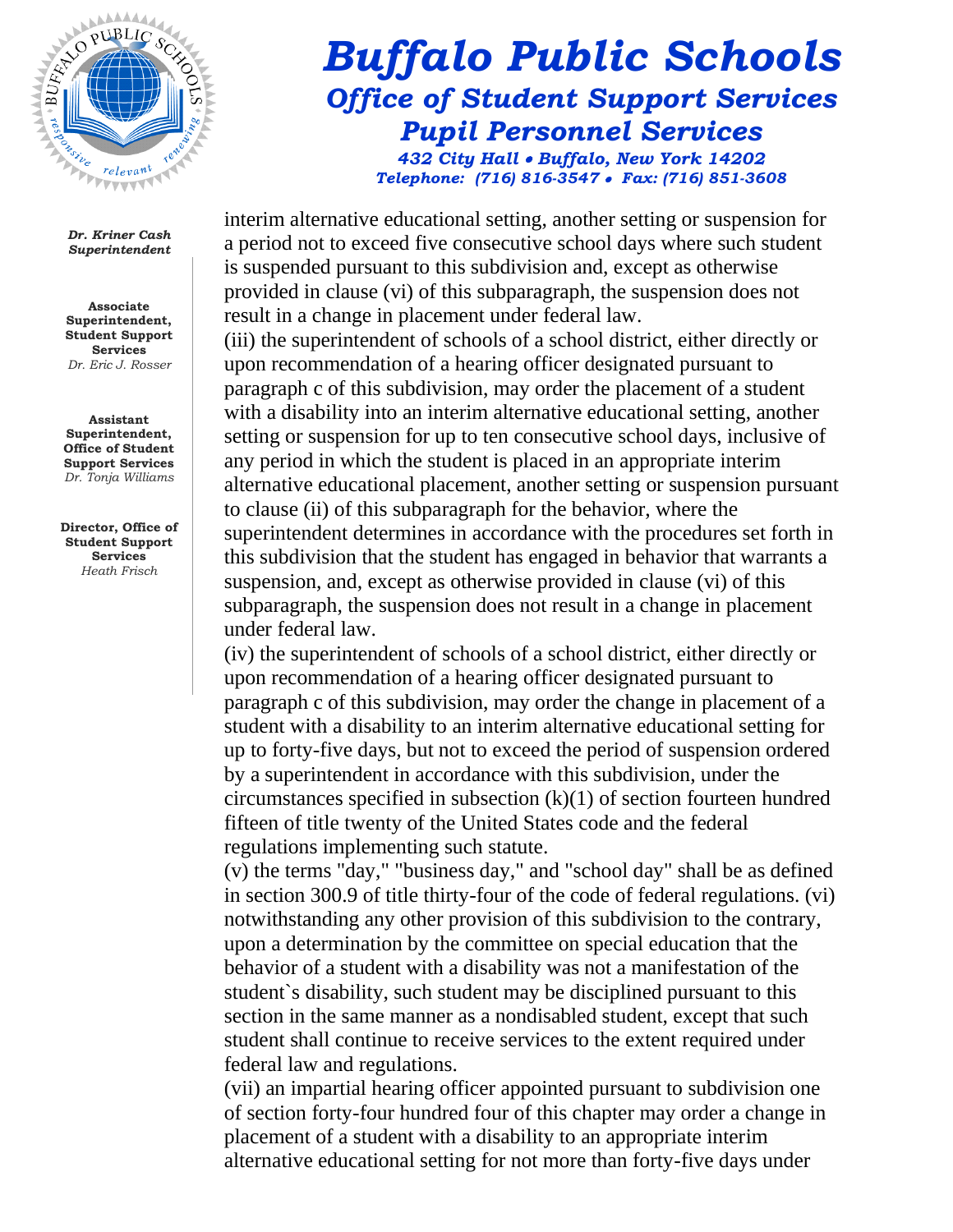interim alternative educational setting, another setting or suspension for a period not to exceed five consecutive school days where such student is suspended pursuant to this subdivision and, except as otherwise provided in clause (vi) of this subparagraph, the suspension does not result in a change in placement under federal law.

(iii) the superintendent of schools of a school district, either directly or upon recommendation of a hearing officer designated pursuant to paragraph c of this subdivision, may order the placement of a student with a disability into an interim alternative educational setting, another setting or suspension for up to ten consecutive school days, inclusive of any period in which the student is placed in an appropriate interim alternative educational placement, another setting or suspension pursuant to clause (ii) of this subparagraph for the behavior, where the superintendent determines in accordance with the procedures set forth in this subdivision that the student has engaged in behavior that warrants a suspension, and, except as otherwise provided in clause (vi) of this subparagraph, the suspension does not result in a change in placement under federal law.

(iv) the superintendent of schools of a school district, either directly or upon recommendation of a hearing officer designated pursuant to paragraph c of this subdivision, may order the change in placement of a student with a disability to an interim alternative educational setting for up to forty-five days, but not to exceed the period of suspension ordered by a superintendent in accordance with this subdivision, under the circumstances specified in subsection (k)(1) of section fourteen hundred fifteen of title twenty of the United States code and the federal regulations implementing such statute.

(v) the terms "day," "business day," and "school day" shall be as defined in section 300.9 of title thirty-four of the code of federal regulations. (vi) notwithstanding any other provision of this subdivision to the contrary, upon a determination by the committee on special education that the behavior of a student with a disability was not a manifestation of the student`s disability, such student may be disciplined pursuant to this section in the same manner as a nondisabled student, except that such student shall continue to receive services to the extent required under federal law and regulations.

(vii) an impartial hearing officer appointed pursuant to subdivision one of section forty-four hundred four of this chapter may order a change in placement of a student with a disability to an appropriate interim alternative educational setting for not more than forty-five days under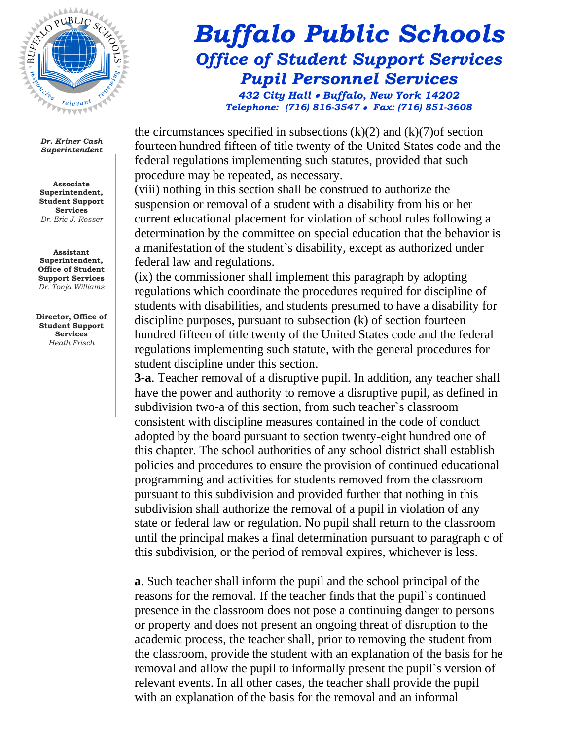the circumstances specified in subsections (k)(2) and (k)(7)of section fourteen hundred fifteen of title twenty of the United States code and the federal regulations implementing such statutes, provided that such procedure may be repeated, as necessary.

(viii) nothing in this section shall be construed to authorize the suspension or removal of a student with a disability from his or her current educational placement for violation of school rules following a determination by the committee on special education that the behavior is a manifestation of the student`s disability, except as authorized under federal law and regulations.

(ix) the commissioner shall implement this paragraph by adopting regulations which coordinate the procedures required for discipline of students with disabilities, and students presumed to have a disability for discipline purposes, pursuant to subsection (k) of section fourteen hundred fifteen of title twenty of the United States code and the federal regulations implementing such statute, with the general procedures for student discipline under this section.

**3-a**. Teacher removal of a disruptive pupil. In addition, any teacher shall have the power and authority to remove a disruptive pupil, as defined in subdivision two-a of this section, from such teacher`s classroom consistent with discipline measures contained in the code of conduct adopted by the board pursuant to section twenty-eight hundred one of this chapter. The school authorities of any school district shall establish policies and procedures to ensure the provision of continued educational programming and activities for students removed from the classroom pursuant to this subdivision and provided further that nothing in this subdivision shall authorize the removal of a pupil in violation of any state or federal law or regulation. No pupil shall return to the classroom until the principal makes a final determination pursuant to paragraph c of this subdivision, or the period of removal expires, whichever is less.

**a**. Such teacher shall inform the pupil and the school principal of the reasons for the removal. If the teacher finds that the pupil`s continued presence in the classroom does not pose a continuing danger to persons or property and does not present an ongoing threat of disruption to the academic process, the teacher shall, prior to removing the student from the classroom, provide the student with an explanation of the basis for he removal and allow the pupil to informally present the pupil`s version of relevant events. In all other cases, the teacher shall provide the pupil with an explanation of the basis for the removal and an informal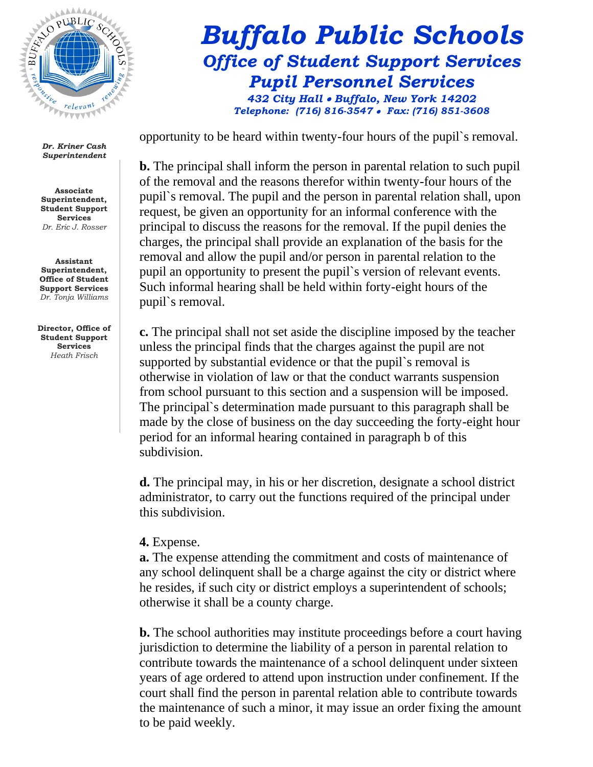opportunity to be heard within twenty-four hours of the pupil`s removal.

**b.** The principal shall inform the person in parental relation to such pupil of the removal and the reasons therefor within twenty-four hours of the pupil`s removal. The pupil and the person in parental relation shall, upon request, be given an opportunity for an informal conference with the principal to discuss the reasons for the removal. If the pupil denies the charges, the principal shall provide an explanation of the basis for the removal and allow the pupil and/or person in parental relation to the pupil an opportunity to present the pupil`s version of relevant events. Such informal hearing shall be held within forty-eight hours of the pupil`s removal.

**c.** The principal shall not set aside the discipline imposed by the teacher unless the principal finds that the charges against the pupil are not supported by substantial evidence or that the pupil`s removal is otherwise in violation of law or that the conduct warrants suspension from school pursuant to this section and a suspension will be imposed. The principal`s determination made pursuant to this paragraph shall be made by the close of business on the day succeeding the forty-eight hour period for an informal hearing contained in paragraph b of this subdivision.

**d.** The principal may, in his or her discretion, designate a school district administrator, to carry out the functions required of the principal under this subdivision.

**4.** Expense.

**a.** The expense attending the commitment and costs of maintenance of any school delinquent shall be a charge against the city or district where he resides, if such city or district employs a superintendent of schools; otherwise it shall be a county charge.

**b.** The school authorities may institute proceedings before a court having jurisdiction to determine the liability of a person in parental relation to contribute towards the maintenance of a school delinquent under sixteen years of age ordered to attend upon instruction under confinement. If the court shall find the person in parental relation able to contribute towards the maintenance of such a minor, it may issue an order fixing the amount to be paid weekly.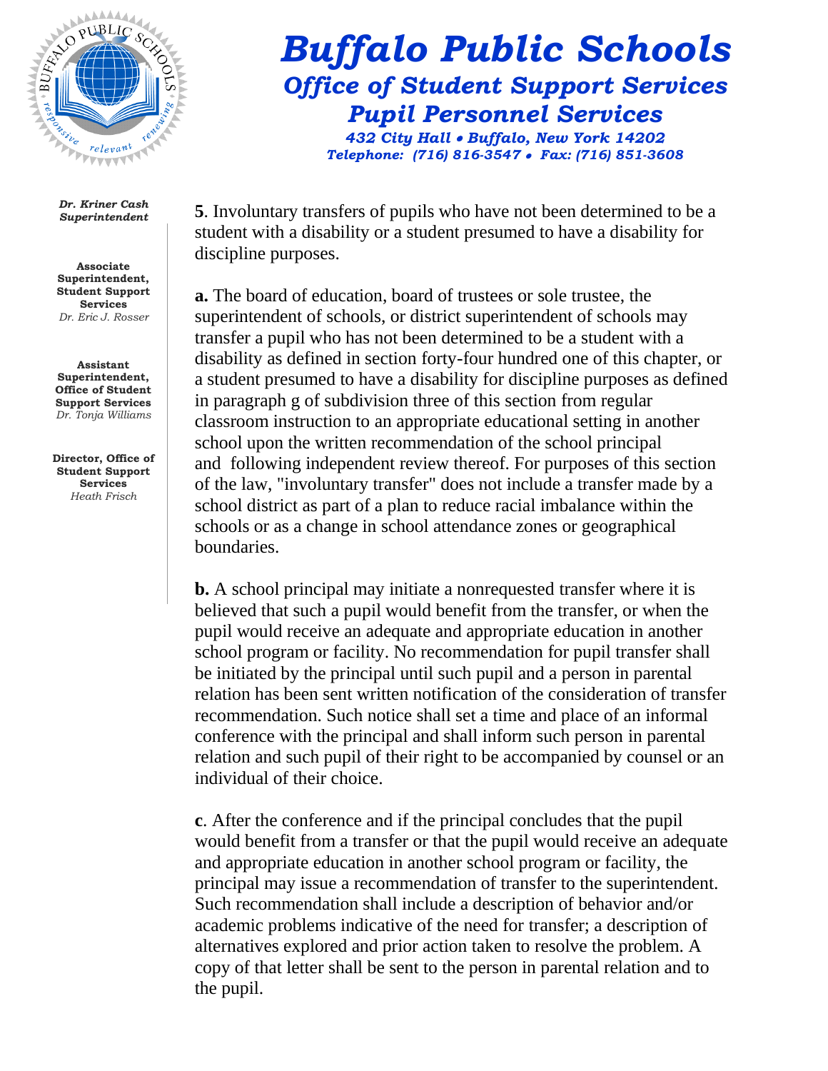**5**. Involuntary transfers of pupils who have not been determined to be a student with a disability or a student presumed to have a disability for discipline purposes.

**a.** The board of education, board of trustees or sole trustee, the superintendent of schools, or district superintendent of schools may transfer a pupil who has not been determined to be a student with a disability as defined in section forty-four hundred one of this chapter, or a student presumed to have a disability for discipline purposes as defined in paragraph g of subdivision three of this section from regular classroom instruction to an appropriate educational setting in another school upon the written recommendation of the school principal and following independent review thereof. For purposes of this section of the law, "involuntary transfer" does not include a transfer made by a school district as part of a plan to reduce racial imbalance within the schools or as a change in school attendance zones or geographical boundaries.

**b.** A school principal may initiate a nonrequested transfer where it is believed that such a pupil would benefit from the transfer, or when the pupil would receive an adequate and appropriate education in another school program or facility. No recommendation for pupil transfer shall be initiated by the principal until such pupil and a person in parental relation has been sent written notification of the consideration of transfer recommendation. Such notice shall set a time and place of an informal conference with the principal and shall inform such person in parental relation and such pupil of their right to be accompanied by counsel or an individual of their choice.

**c**. After the conference and if the principal concludes that the pupil would benefit from a transfer or that the pupil would receive an adequate and appropriate education in another school program or facility, the principal may issue a recommendation of transfer to the superintendent. Such recommendation shall include a description of behavior and/or academic problems indicative of the need for transfer; a description of alternatives explored and prior action taken to resolve the problem. A copy of that letter shall be sent to the person in parental relation and to the pupil.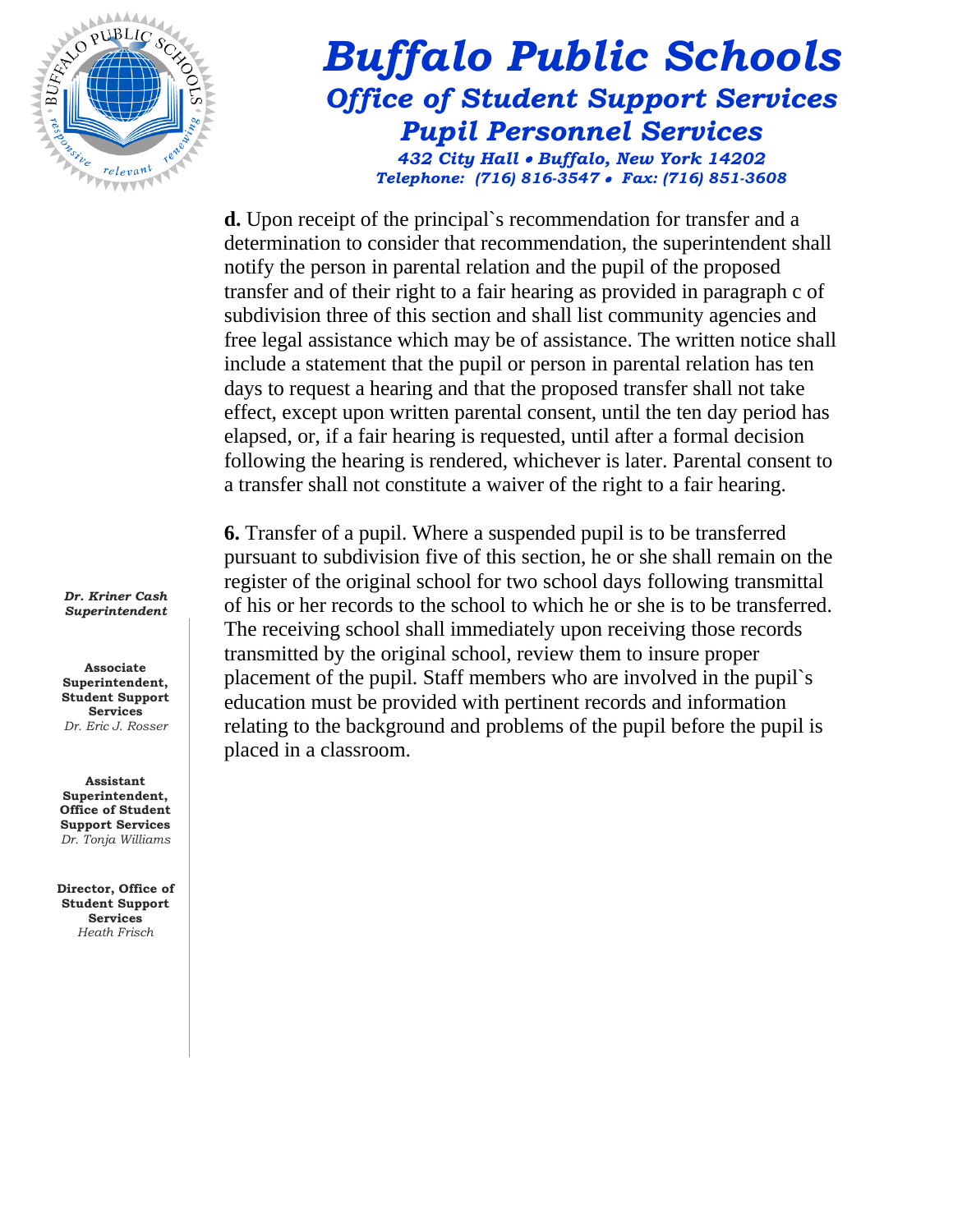**d.** Upon receipt of the principal`s recommendation for transfer and a determination to consider that recommendation, the superintendent shall notify the person in parental relation and the pupil of the proposed transfer and of their right to a fair hearing as provided in paragraph c of subdivision three of this section and shall list community agencies and free legal assistance which may be of assistance. The written notice shall include a statement that the pupil or person in parental relation has ten days to request a hearing and that the proposed transfer shall not take effect, except upon written parental consent, until the ten day period has elapsed, or, if a fair hearing is requested, until after a formal decision following the hearing is rendered, whichever is later. Parental consent to a transfer shall not constitute a waiver of the right to a fair hearing.

**6.** Transfer of a pupil. Where a suspended pupil is to be transferred pursuant to subdivision five of this section, he or she shall remain on the register of the original school for two school days following transmittal of his or her records to the school to which he or she is to be transferred. The receiving school shall immediately upon receiving those records transmitted by the original school, review them to insure proper placement of the pupil. Staff members who are involved in the pupil`s education must be provided with pertinent records and information relating to the background and problems of the pupil before the pupil is placed in a classroom.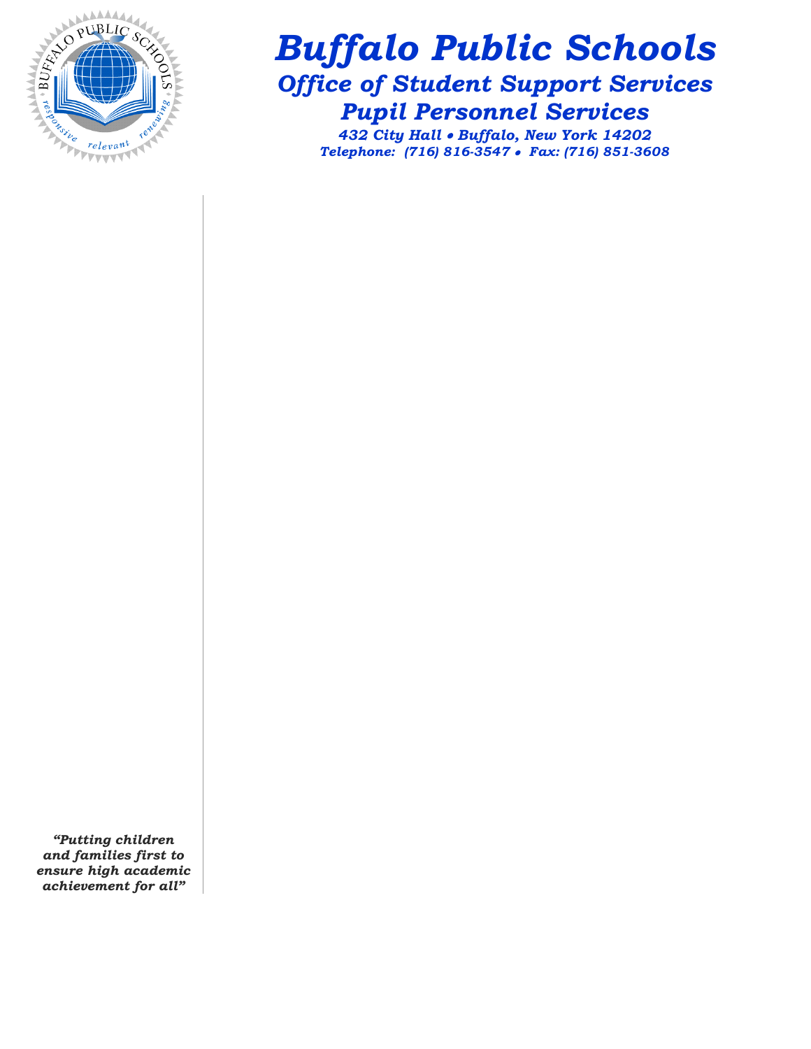# *Buffalo Public Schools*

## *Office of Student Support Services*

## *Pupil Personnel Services*

*432 City Hall • Buffalo, New York 14202*

*Telephone: (716) 816-3547 • Fax: (716) 851-3608*

*"Putting children and families first to ensure high academic achievement for all"*